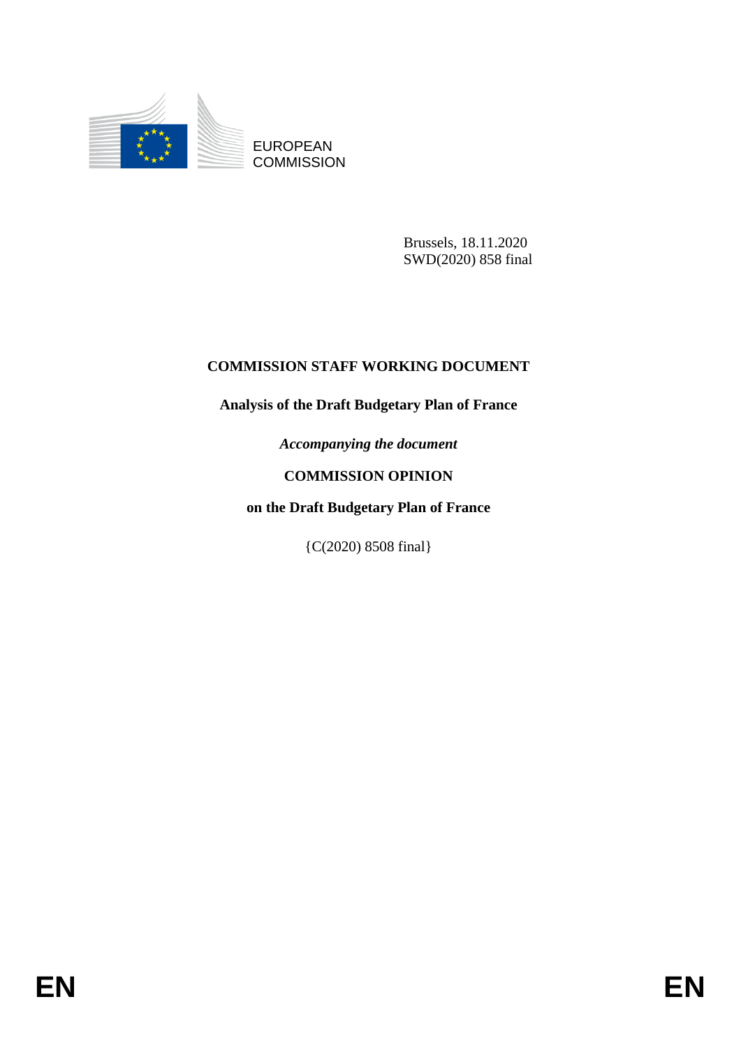EUROPEAN
COMMISSION

Brussels, 18.11.2020
SWD(2020) 858 final

**COMMISSION STAFF WORKING DOCUMENT**

**Analysis of the Draft Budgetary Plan of France**

***Accompanying the document***

**COMMISSION OPINION**

**on the Draft Budgetary Plan of France**

{C(2020) 8508 final}

EN EN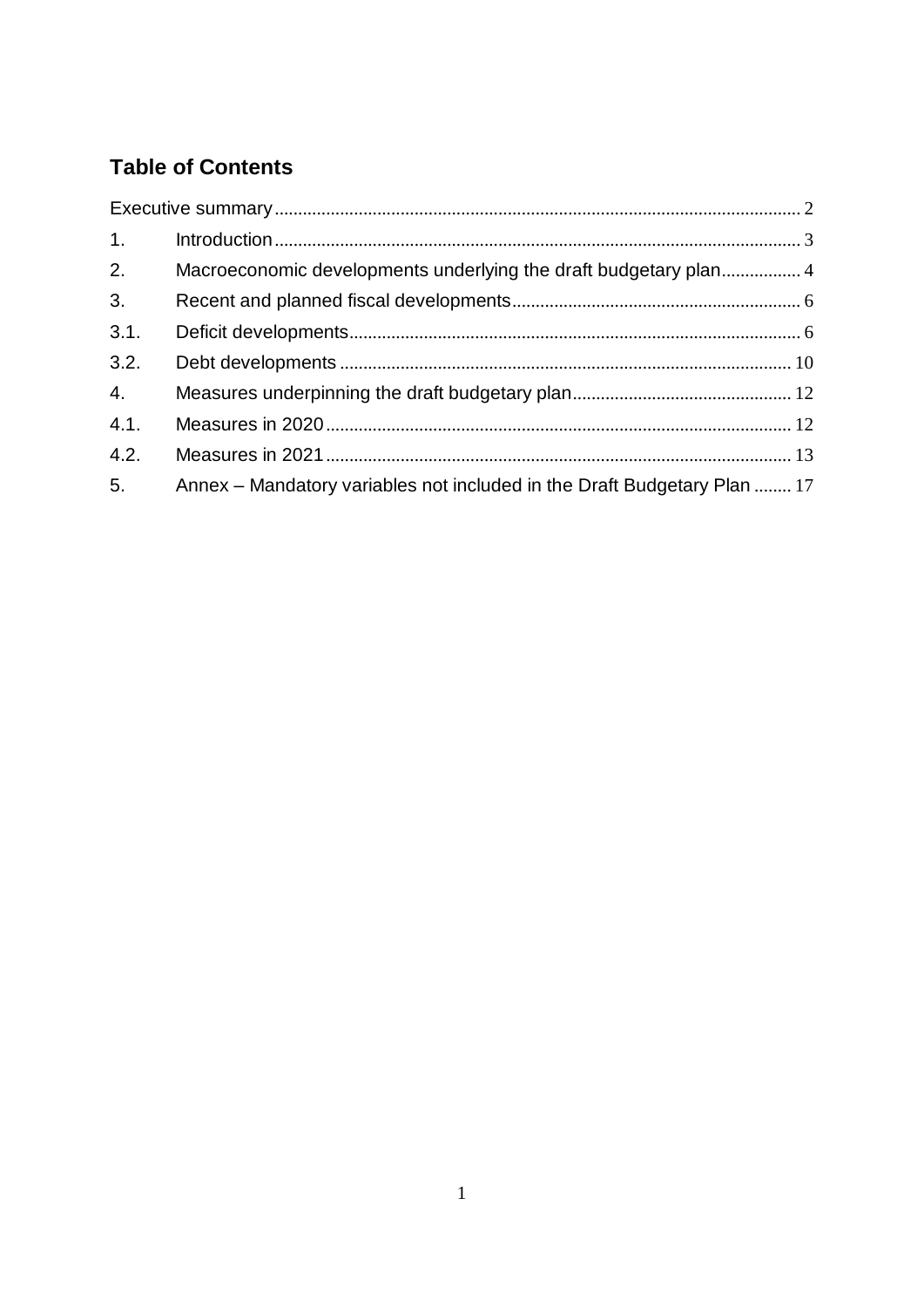## Table of Contents

Executive summary ... 2

1. Introduction ... 3

2. Macroeconomic developments underlying the draft budgetary plan ... 4

3. Recent and planned fiscal developments ... 6

3.1. Deficit developments ... 6

3.2. Debt developments ... 10

4. Measures underpinning the draft budgetary plan ... 12

4.1. Measures in 2020 ... 12

4.2. Measures in 2021 ... 13

5. Annex – Mandatory variables not included in the Draft Budgetary Plan ... 17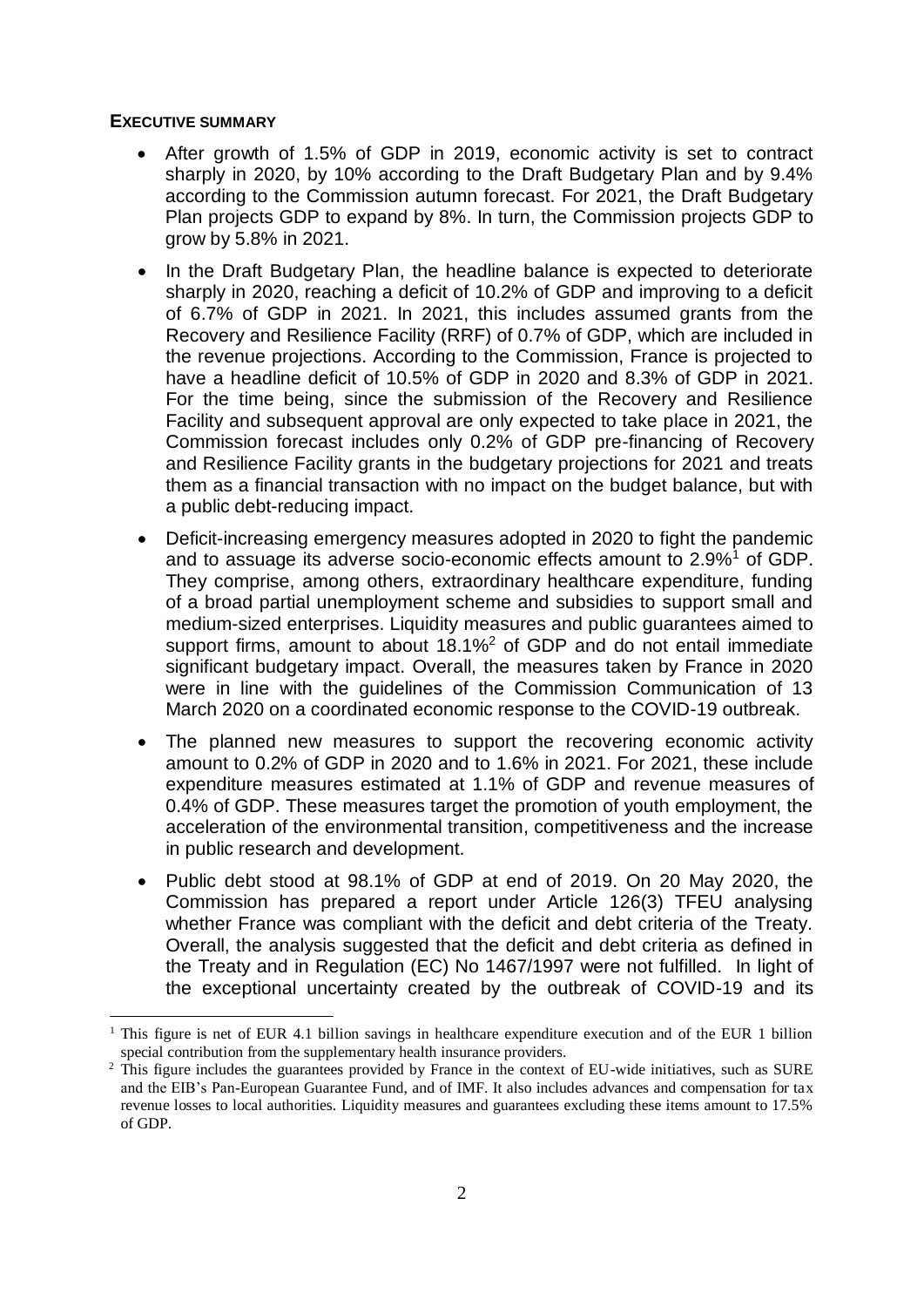**EXECUTIVE SUMMARY**

- After growth of 1.5% of GDP in 2019, economic activity is set to contract sharply in 2020, by 10% according to the Draft Budgetary Plan and by 9.4% according to the Commission autumn forecast. For 2021, the Draft Budgetary Plan projects GDP to expand by 8%. In turn, the Commission projects GDP to grow by 5.8% in 2021.
- In the Draft Budgetary Plan, the headline balance is expected to deteriorate sharply in 2020, reaching a deficit of 10.2% of GDP and improving to a deficit of 6.7% of GDP in 2021. In 2021, this includes assumed grants from the Recovery and Resilience Facility (RRF) of 0.7% of GDP, which are included in the revenue projections. According to the Commission, France is projected to have a headline deficit of 10.5% of GDP in 2020 and 8.3% of GDP in 2021. For the time being, since the submission of the Recovery and Resilience Facility and subsequent approval are only expected to take place in 2021, the Commission forecast includes only 0.2% of GDP pre-financing of Recovery and Resilience Facility grants in the budgetary projections for 2021 and treats them as a financial transaction with no impact on the budget balance, but with a public debt-reducing impact.
- Deficit-increasing emergency measures adopted in 2020 to fight the pandemic and to assuage its adverse socio-economic effects amount to 2.9%[1] of GDP. They comprise, among others, extraordinary healthcare expenditure, funding of a broad partial unemployment scheme and subsidies to support small and medium-sized enterprises. Liquidity measures and public guarantees aimed to support firms, amount to about 18.1%[2] of GDP and do not entail immediate significant budgetary impact. Overall, the measures taken by France in 2020 were in line with the guidelines of the Commission Communication of 13 March 2020 on a coordinated economic response to the COVID-19 outbreak.
- The planned new measures to support the recovering economic activity amount to 0.2% of GDP in 2020 and to 1.6% in 2021. For 2021, these include expenditure measures estimated at 1.1% of GDP and revenue measures of 0.4% of GDP. These measures target the promotion of youth employment, the acceleration of the environmental transition, competitiveness and the increase in public research and development.
- Public debt stood at 98.1% of GDP at end of 2019. On 20 May 2020, the Commission has prepared a report under Article 126(3) TFEU analysing whether France was compliant with the deficit and debt criteria of the Treaty. Overall, the analysis suggested that the deficit and debt criteria as defined in the Treaty and in Regulation (EC) No 1467/1997 were not fulfilled. In light of the exceptional uncertainty created by the outbreak of COVID-19 and its

---

[1] This figure is net of EUR 4.1 billion savings in healthcare expenditure execution and of the EUR 1 billion special contribution from the supplementary health insurance providers.

[2] This figure includes the guarantees provided by France in the context of EU-wide initiatives, such as SURE and the EIB's Pan-European Guarantee Fund, and of IMF. It also includes advances and compensation for tax revenue losses to local authorities. Liquidity measures and guarantees excluding these items amount to 17.5% of GDP.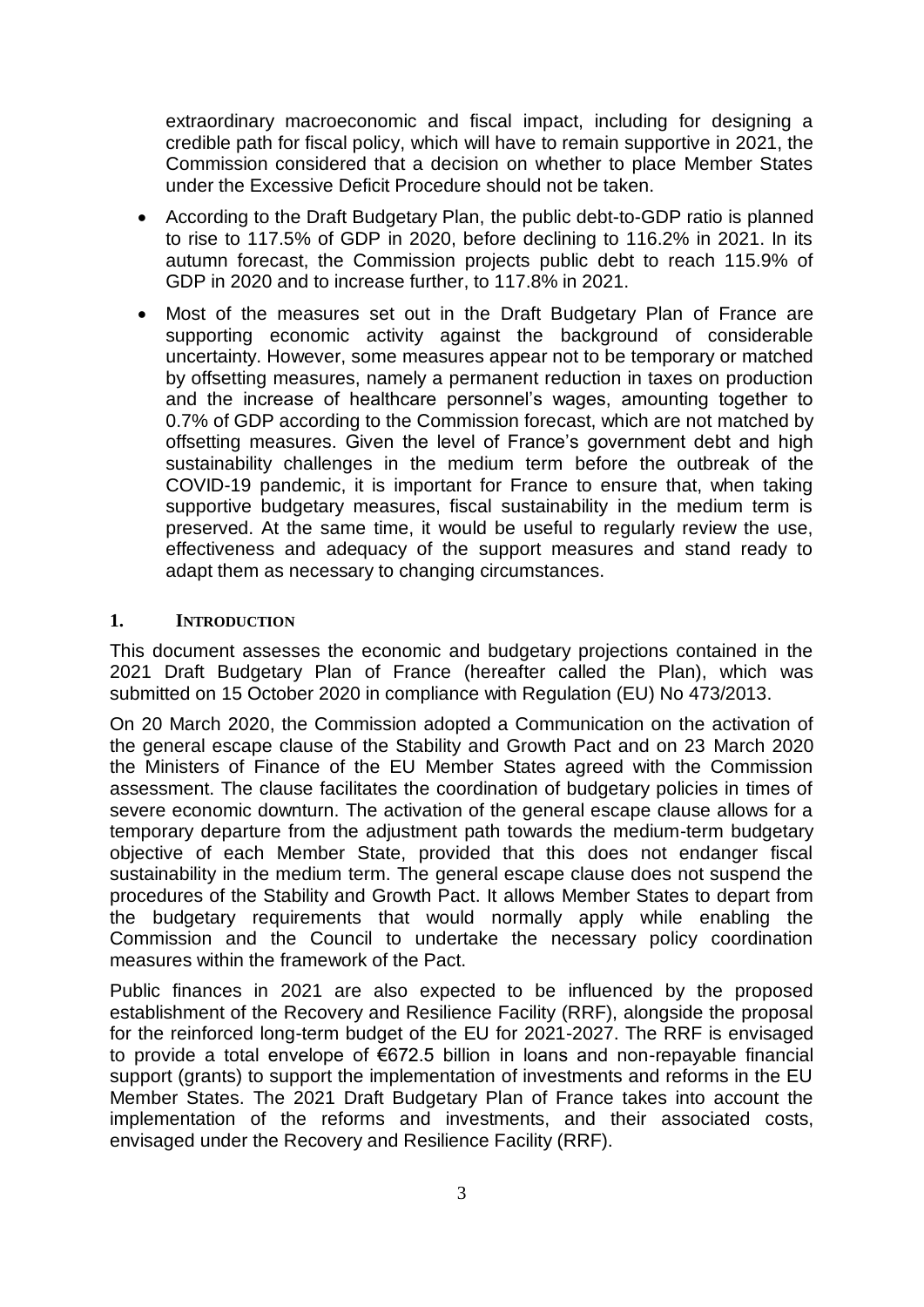extraordinary macroeconomic and fiscal impact, including for designing a credible path for fiscal policy, which will have to remain supportive in 2021, the Commission considered that a decision on whether to place Member States under the Excessive Deficit Procedure should not be taken.

- According to the Draft Budgetary Plan, the public debt-to-GDP ratio is planned to rise to 117.5% of GDP in 2020, before declining to 116.2% in 2021. In its autumn forecast, the Commission projects public debt to reach 115.9% of GDP in 2020 and to increase further, to 117.8% in 2021.
- Most of the measures set out in the Draft Budgetary Plan of France are supporting economic activity against the background of considerable uncertainty. However, some measures appear not to be temporary or matched by offsetting measures, namely a permanent reduction in taxes on production and the increase of healthcare personnel's wages, amounting together to 0.7% of GDP according to the Commission forecast, which are not matched by offsetting measures. Given the level of France's government debt and high sustainability challenges in the medium term before the outbreak of the COVID-19 pandemic, it is important for France to ensure that, when taking supportive budgetary measures, fiscal sustainability in the medium term is preserved. At the same time, it would be useful to regularly review the use, effectiveness and adequacy of the support measures and stand ready to adapt them as necessary to changing circumstances.

## 1. INTRODUCTION

This document assesses the economic and budgetary projections contained in the 2021 Draft Budgetary Plan of France (hereafter called the Plan), which was submitted on 15 October 2020 in compliance with Regulation (EU) No 473/2013.

On 20 March 2020, the Commission adopted a Communication on the activation of the general escape clause of the Stability and Growth Pact and on 23 March 2020 the Ministers of Finance of the EU Member States agreed with the Commission assessment. The clause facilitates the coordination of budgetary policies in times of severe economic downturn. The activation of the general escape clause allows for a temporary departure from the adjustment path towards the medium-term budgetary objective of each Member State, provided that this does not endanger fiscal sustainability in the medium term. The general escape clause does not suspend the procedures of the Stability and Growth Pact. It allows Member States to depart from the budgetary requirements that would normally apply while enabling the Commission and the Council to undertake the necessary policy coordination measures within the framework of the Pact.

Public finances in 2021 are also expected to be influenced by the proposed establishment of the Recovery and Resilience Facility (RRF), alongside the proposal for the reinforced long-term budget of the EU for 2021-2027. The RRF is envisaged to provide a total envelope of €672.5 billion in loans and non-repayable financial support (grants) to support the implementation of investments and reforms in the EU Member States. The 2021 Draft Budgetary Plan of France takes into account the implementation of the reforms and investments, and their associated costs, envisaged under the Recovery and Resilience Facility (RRF).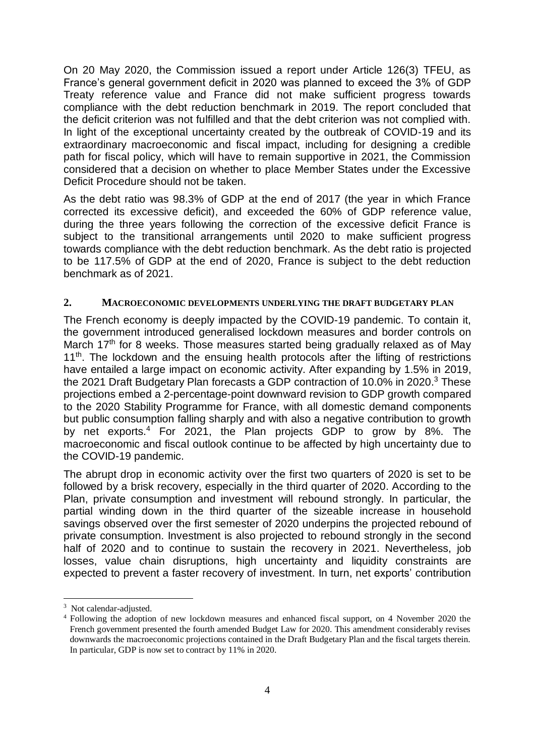On 20 May 2020, the Commission issued a report under Article 126(3) TFEU, as France's general government deficit in 2020 was planned to exceed the 3% of GDP Treaty reference value and France did not make sufficient progress towards compliance with the debt reduction benchmark in 2019. The report concluded that the deficit criterion was not fulfilled and that the debt criterion was not complied with. In light of the exceptional uncertainty created by the outbreak of COVID-19 and its extraordinary macroeconomic and fiscal impact, including for designing a credible path for fiscal policy, which will have to remain supportive in 2021, the Commission considered that a decision on whether to place Member States under the Excessive Deficit Procedure should not be taken.

As the debt ratio was 98.3% of GDP at the end of 2017 (the year in which France corrected its excessive deficit), and exceeded the 60% of GDP reference value, during the three years following the correction of the excessive deficit France is subject to the transitional arrangements until 2020 to make sufficient progress towards compliance with the debt reduction benchmark. As the debt ratio is projected to be 117.5% of GDP at the end of 2020, France is subject to the debt reduction benchmark as of 2021.

## 2. MACROECONOMIC DEVELOPMENTS UNDERLYING THE DRAFT BUDGETARY PLAN

The French economy is deeply impacted by the COVID-19 pandemic. To contain it, the government introduced generalised lockdown measures and border controls on March 17th for 8 weeks. Those measures started being gradually relaxed as of May 11th. The lockdown and the ensuing health protocols after the lifting of restrictions have entailed a large impact on economic activity. After expanding by 1.5% in 2019, the 2021 Draft Budgetary Plan forecasts a GDP contraction of 10.0% in 2020.[3] These projections embed a 2-percentage-point downward revision to GDP growth compared to the 2020 Stability Programme for France, with all domestic demand components but public consumption falling sharply and with also a negative contribution to growth by net exports.[4] For 2021, the Plan projects GDP to grow by 8%. The macroeconomic and fiscal outlook continue to be affected by high uncertainty due to the COVID-19 pandemic.

The abrupt drop in economic activity over the first two quarters of 2020 is set to be followed by a brisk recovery, especially in the third quarter of 2020. According to the Plan, private consumption and investment will rebound strongly. In particular, the partial winding down in the third quarter of the sizeable increase in household savings observed over the first semester of 2020 underpins the projected rebound of private consumption. Investment is also projected to rebound strongly in the second half of 2020 and to continue to sustain the recovery in 2021. Nevertheless, job losses, value chain disruptions, high uncertainty and liquidity constraints are expected to prevent a faster recovery of investment. In turn, net exports' contribution

---

[3] Not calendar-adjusted.

[4] Following the adoption of new lockdown measures and enhanced fiscal support, on 4 November 2020 the French government presented the fourth amended Budget Law for 2020. This amendment considerably revises downwards the macroeconomic projections contained in the Draft Budgetary Plan and the fiscal targets therein. In particular, GDP is now set to contract by 11% in 2020.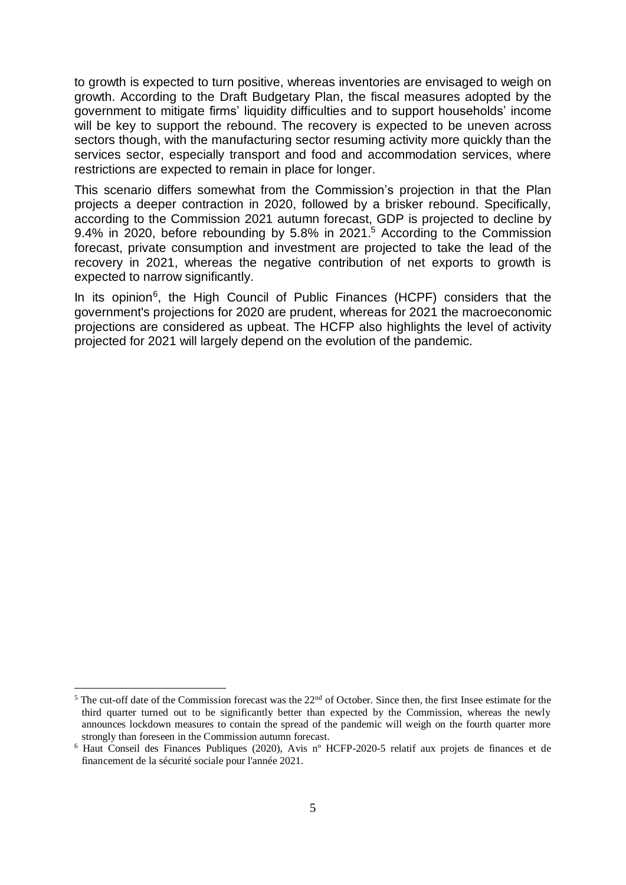to growth is expected to turn positive, whereas inventories are envisaged to weigh on growth. According to the Draft Budgetary Plan, the fiscal measures adopted by the government to mitigate firms' liquidity difficulties and to support households' income will be key to support the rebound. The recovery is expected to be uneven across sectors though, with the manufacturing sector resuming activity more quickly than the services sector, especially transport and food and accommodation services, where restrictions are expected to remain in place for longer.

This scenario differs somewhat from the Commission's projection in that the Plan projects a deeper contraction in 2020, followed by a brisker rebound. Specifically, according to the Commission 2021 autumn forecast, GDP is projected to decline by 9.4% in 2020, before rebounding by 5.8% in 2021.[5] According to the Commission forecast, private consumption and investment are projected to take the lead of the recovery in 2021, whereas the negative contribution of net exports to growth is expected to narrow significantly.

In its opinion[6], the High Council of Public Finances (HCPF) considers that the government's projections for 2020 are prudent, whereas for 2021 the macroeconomic projections are considered as upbeat. The HCFP also highlights the level of activity projected for 2021 will largely depend on the evolution of the pandemic.

---

[5] The cut-off date of the Commission forecast was the 22nd of October. Since then, the first Insee estimate for the third quarter turned out to be significantly better than expected by the Commission, whereas the newly announces lockdown measures to contain the spread of the pandemic will weigh on the fourth quarter more strongly than foreseen in the Commission autumn forecast.

[6] Haut Conseil des Finances Publiques (2020), Avis nº HCFP-2020-5 relatif aux projets de finances et de financement de la sécurité sociale pour l'année 2021.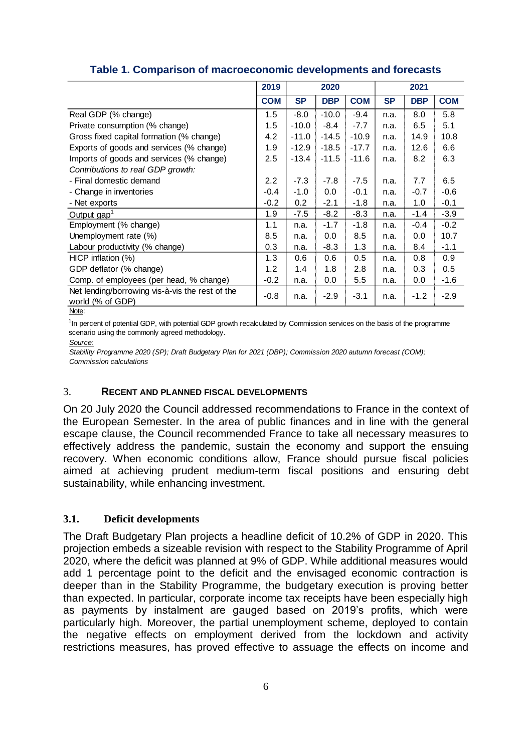**Table 1. Comparison of macroeconomic developments and forecasts**

| | 2019 | 2020 | | | 2021 | | |
|---|---|---|---|---|---|---|---|
| | COM | SP | DBP | COM | SP | DBP | COM |
| Real GDP (% change) | 1.5 | -8.0 | -10.0 | -9.4 | n.a. | 8.0 | 5.8 |
| Private consumption (% change) | 1.5 | -10.0 | -8.4 | -7.7 | n.a. | 6.5 | 5.1 |
| Gross fixed capital formation (% change) | 4.2 | -11.0 | -14.5 | -10.9 | n.a. | 14.9 | 10.8 |
| Exports of goods and services (% change) | 1.9 | -12.9 | -18.5 | -17.7 | n.a. | 12.6 | 6.6 |
| Imports of goods and services (% change) | 2.5 | -13.4 | -11.5 | -11.6 | n.a. | 8.2 | 6.3 |
| *Contributions to real GDP growth:* | | | | | | | |
| - Final domestic demand | 2.2 | -7.3 | -7.8 | -7.5 | n.a. | 7.7 | 6.5 |
| - Change in inventories | -0.4 | -1.0 | 0.0 | -0.1 | n.a. | -0.7 | -0.6 |
| - Net exports | -0.2 | 0.2 | -2.1 | -1.8 | n.a. | 1.0 | -0.1 |
| Output gap[1] | 1.9 | -7.5 | -8.2 | -8.3 | n.a. | -1.4 | -3.9 |
| Employment (% change) | 1.1 | n.a. | -1.7 | -1.8 | n.a. | -0.4 | -0.2 |
| Unemployment rate (%) | 8.5 | n.a. | 0.0 | 8.5 | n.a. | 0.0 | 10.7 |
| Labour productivity (% change) | 0.3 | n.a. | -8.3 | 1.3 | n.a. | 8.4 | -1.1 |
| HICP inflation (%) | 1.3 | 0.6 | 0.6 | 0.5 | n.a. | 0.8 | 0.9 |
| GDP deflator (% change) | 1.2 | 1.4 | 1.8 | 2.8 | n.a. | 0.3 | 0.5 |
| Comp. of employees (per head, % change) | -0.2 | n.a. | 0.0 | 5.5 | n.a. | 0.0 | -1.6 |
| Net lending/borrowing vis-à-vis the rest of the world (% of GDP) | -0.8 | n.a. | -2.9 | -3.1 | n.a. | -1.2 | -2.9 |

Note:

[1]In percent of potential GDP, with potential GDP growth recalculated by Commission services on the basis of the programme scenario using the commonly agreed methodology.

*Source:*

*Stability Programme 2020 (SP); Draft Budgetary Plan for 2021 (DBP); Commission 2020 autumn forecast (COM); Commission calculations*

## 3. Recent and planned fiscal developments

On 20 July 2020 the Council addressed recommendations to France in the context of the European Semester. In the area of public finances and in line with the general escape clause, the Council recommended France to take all necessary measures to effectively address the pandemic, sustain the economy and support the ensuing recovery. When economic conditions allow, France should pursue fiscal policies aimed at achieving prudent medium-term fiscal positions and ensuring debt sustainability, while enhancing investment.

### 3.1. Deficit developments

The Draft Budgetary Plan projects a headline deficit of 10.2% of GDP in 2020. This projection embeds a sizeable revision with respect to the Stability Programme of April 2020, where the deficit was planned at 9% of GDP. While additional measures would add 1 percentage point to the deficit and the envisaged economic contraction is deeper than in the Stability Programme, the budgetary execution is proving better than expected. In particular, corporate income tax receipts have been especially high as payments by instalment are gauged based on 2019's profits, which were particularly high. Moreover, the partial unemployment scheme, deployed to contain the negative effects on employment derived from the lockdown and activity restrictions measures, has proved effective to assuage the effects on income and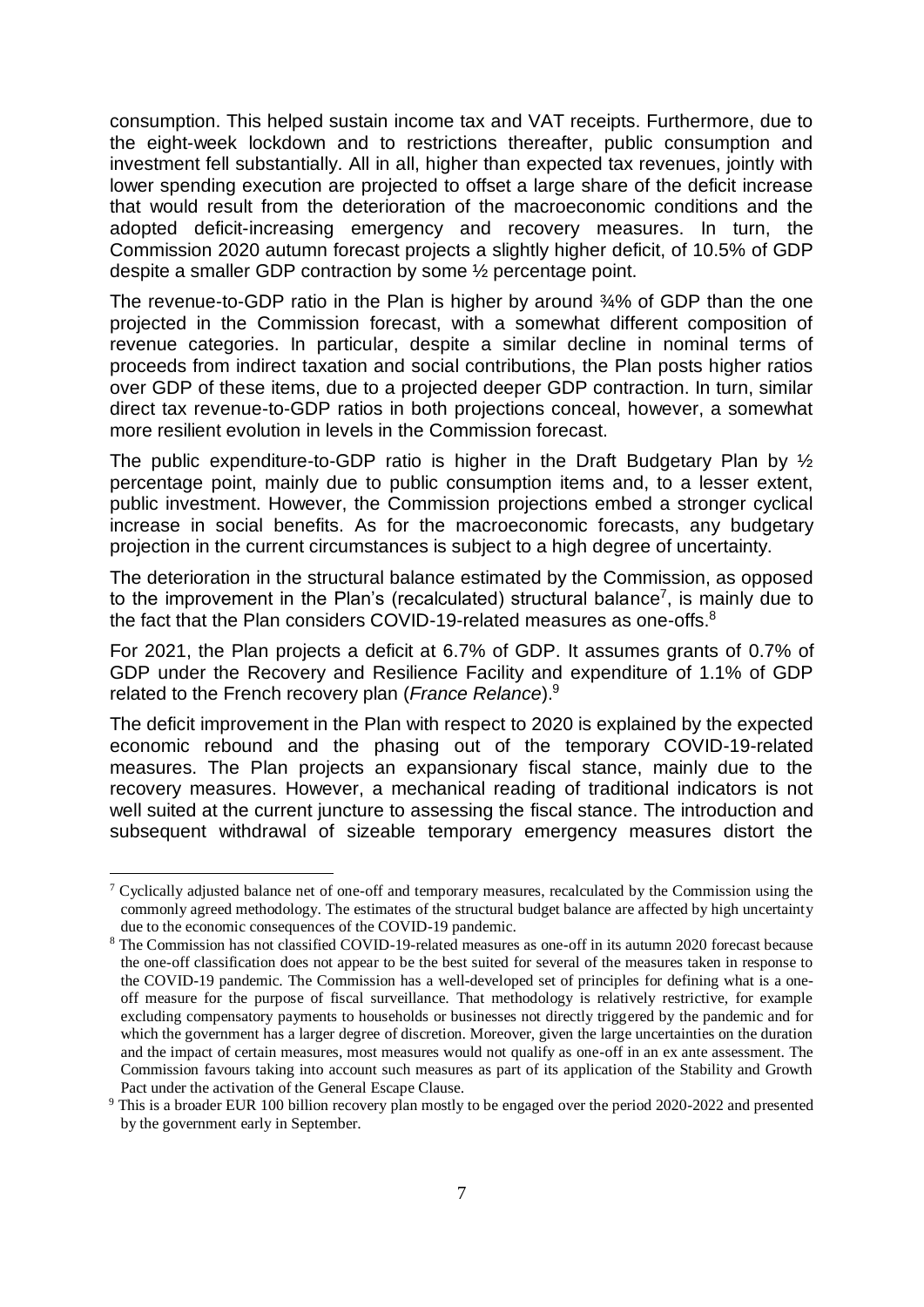consumption. This helped sustain income tax and VAT receipts. Furthermore, due to the eight-week lockdown and to restrictions thereafter, public consumption and investment fell substantially. All in all, higher than expected tax revenues, jointly with lower spending execution are projected to offset a large share of the deficit increase that would result from the deterioration of the macroeconomic conditions and the adopted deficit-increasing emergency and recovery measures. In turn, the Commission 2020 autumn forecast projects a slightly higher deficit, of 10.5% of GDP despite a smaller GDP contraction by some ½ percentage point.

The revenue-to-GDP ratio in the Plan is higher by around ¾% of GDP than the one projected in the Commission forecast, with a somewhat different composition of revenue categories. In particular, despite a similar decline in nominal terms of proceeds from indirect taxation and social contributions, the Plan posts higher ratios over GDP of these items, due to a projected deeper GDP contraction. In turn, similar direct tax revenue-to-GDP ratios in both projections conceal, however, a somewhat more resilient evolution in levels in the Commission forecast.

The public expenditure-to-GDP ratio is higher in the Draft Budgetary Plan by ½ percentage point, mainly due to public consumption items and, to a lesser extent, public investment. However, the Commission projections embed a stronger cyclical increase in social benefits. As for the macroeconomic forecasts, any budgetary projection in the current circumstances is subject to a high degree of uncertainty.

The deterioration in the structural balance estimated by the Commission, as opposed to the improvement in the Plan's (recalculated) structural balance[7], is mainly due to the fact that the Plan considers COVID-19-related measures as one-offs.[8]

For 2021, the Plan projects a deficit at 6.7% of GDP. It assumes grants of 0.7% of GDP under the Recovery and Resilience Facility and expenditure of 1.1% of GDP related to the French recovery plan (*France Relance*).[9]

The deficit improvement in the Plan with respect to 2020 is explained by the expected economic rebound and the phasing out of the temporary COVID-19-related measures. The Plan projects an expansionary fiscal stance, mainly due to the recovery measures. However, a mechanical reading of traditional indicators is not well suited at the current juncture to assessing the fiscal stance. The introduction and subsequent withdrawal of sizeable temporary emergency measures distort the

---

[7] Cyclically adjusted balance net of one-off and temporary measures, recalculated by the Commission using the commonly agreed methodology. The estimates of the structural budget balance are affected by high uncertainty due to the economic consequences of the COVID-19 pandemic.

[8] The Commission has not classified COVID-19-related measures as one-off in its autumn 2020 forecast because the one-off classification does not appear to be the best suited for several of the measures taken in response to the COVID-19 pandemic. The Commission has a well-developed set of principles for defining what is a one-off measure for the purpose of fiscal surveillance. That methodology is relatively restrictive, for example excluding compensatory payments to households or businesses not directly triggered by the pandemic and for which the government has a larger degree of discretion. Moreover, given the large uncertainties on the duration and the impact of certain measures, most measures would not qualify as one-off in an ex ante assessment. The Commission favours taking into account such measures as part of its application of the Stability and Growth Pact under the activation of the General Escape Clause.

[9] This is a broader EUR 100 billion recovery plan mostly to be engaged over the period 2020-2022 and presented by the government early in September.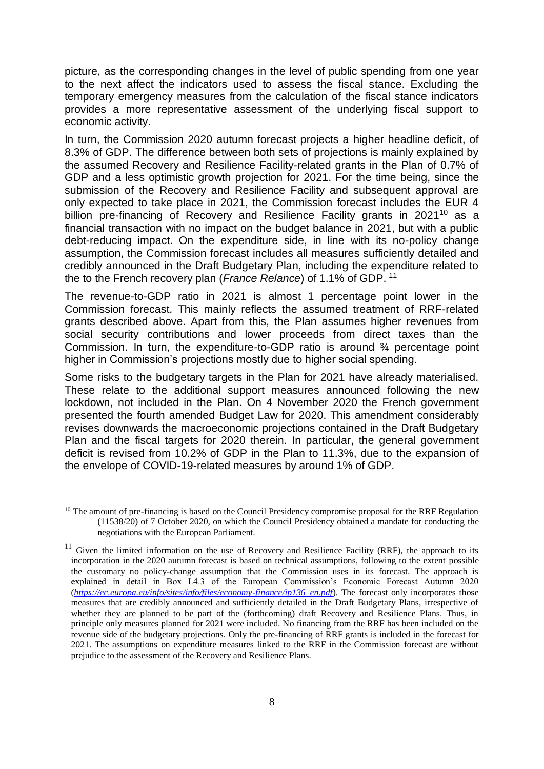picture, as the corresponding changes in the level of public spending from one year to the next affect the indicators used to assess the fiscal stance. Excluding the temporary emergency measures from the calculation of the fiscal stance indicators provides a more representative assessment of the underlying fiscal support to economic activity.

In turn, the Commission 2020 autumn forecast projects a higher headline deficit, of 8.3% of GDP. The difference between both sets of projections is mainly explained by the assumed Recovery and Resilience Facility-related grants in the Plan of 0.7% of GDP and a less optimistic growth projection for 2021. For the time being, since the submission of the Recovery and Resilience Facility and subsequent approval are only expected to take place in 2021, the Commission forecast includes the EUR 4 billion pre-financing of Recovery and Resilience Facility grants in 2021[10] as a financial transaction with no impact on the budget balance in 2021, but with a public debt-reducing impact. On the expenditure side, in line with its no-policy change assumption, the Commission forecast includes all measures sufficiently detailed and credibly announced in the Draft Budgetary Plan, including the expenditure related to the to the French recovery plan (*France Relance*) of 1.1% of GDP. [11]

The revenue-to-GDP ratio in 2021 is almost 1 percentage point lower in the Commission forecast. This mainly reflects the assumed treatment of RRF-related grants described above. Apart from this, the Plan assumes higher revenues from social security contributions and lower proceeds from direct taxes than the Commission. In turn, the expenditure-to-GDP ratio is around ¾ percentage point higher in Commission's projections mostly due to higher social spending.

Some risks to the budgetary targets in the Plan for 2021 have already materialised. These relate to the additional support measures announced following the new lockdown, not included in the Plan. On 4 November 2020 the French government presented the fourth amended Budget Law for 2020. This amendment considerably revises downwards the macroeconomic projections contained in the Draft Budgetary Plan and the fiscal targets for 2020 therein. In particular, the general government deficit is revised from 10.2% of GDP in the Plan to 11.3%, due to the expansion of the envelope of COVID-19-related measures by around 1% of GDP.

---

[10] The amount of pre-financing is based on the Council Presidency compromise proposal for the RRF Regulation (11538/20) of 7 October 2020, on which the Council Presidency obtained a mandate for conducting the negotiations with the European Parliament.

[11] Given the limited information on the use of Recovery and Resilience Facility (RRF), the approach to its incorporation in the 2020 autumn forecast is based on technical assumptions, following to the extent possible the customary no policy-change assumption that the Commission uses in its forecast. The approach is explained in detail in Box I.4.3 of the European Commission's Economic Forecast Autumn 2020 (*https://ec.europa.eu/info/sites/info/files/economy-finance/ip136_en.pdf*). The forecast only incorporates those measures that are credibly announced and sufficiently detailed in the Draft Budgetary Plans, irrespective of whether they are planned to be part of the (forthcoming) draft Recovery and Resilience Plans. Thus, in principle only measures planned for 2021 were included. No financing from the RRF has been included on the revenue side of the budgetary projections. Only the pre-financing of RRF grants is included in the forecast for 2021. The assumptions on expenditure measures linked to the RRF in the Commission forecast are without prejudice to the assessment of the Recovery and Resilience Plans.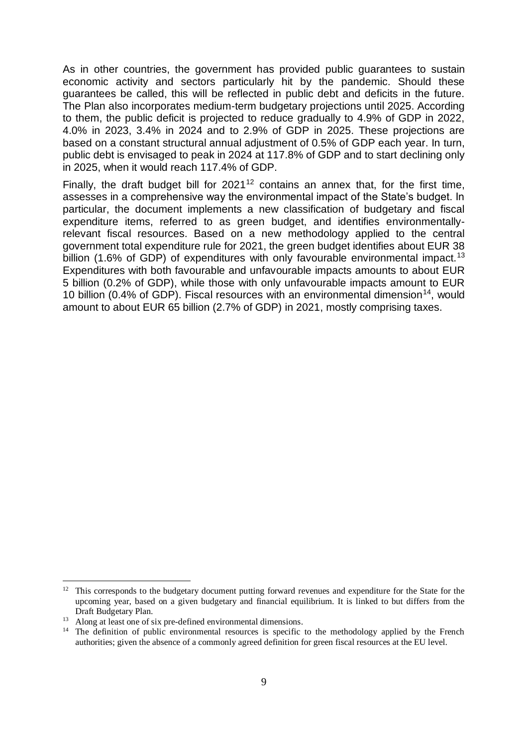As in other countries, the government has provided public guarantees to sustain economic activity and sectors particularly hit by the pandemic. Should these guarantees be called, this will be reflected in public debt and deficits in the future. The Plan also incorporates medium-term budgetary projections until 2025. According to them, the public deficit is projected to reduce gradually to 4.9% of GDP in 2022, 4.0% in 2023, 3.4% in 2024 and to 2.9% of GDP in 2025. These projections are based on a constant structural annual adjustment of 0.5% of GDP each year. In turn, public debt is envisaged to peak in 2024 at 117.8% of GDP and to start declining only in 2025, when it would reach 117.4% of GDP.

Finally, the draft budget bill for 2021[12] contains an annex that, for the first time, assesses in a comprehensive way the environmental impact of the State's budget. In particular, the document implements a new classification of budgetary and fiscal expenditure items, referred to as green budget, and identifies environmentally-relevant fiscal resources. Based on a new methodology applied to the central government total expenditure rule for 2021, the green budget identifies about EUR 38 billion (1.6% of GDP) of expenditures with only favourable environmental impact.[13] Expenditures with both favourable and unfavourable impacts amounts to about EUR 5 billion (0.2% of GDP), while those with only unfavourable impacts amount to EUR 10 billion (0.4% of GDP). Fiscal resources with an environmental dimension[14], would amount to about EUR 65 billion (2.7% of GDP) in 2021, mostly comprising taxes.

---

[12] This corresponds to the budgetary document putting forward revenues and expenditure for the State for the upcoming year, based on a given budgetary and financial equilibrium. It is linked to but differs from the Draft Budgetary Plan.

[13] Along at least one of six pre-defined environmental dimensions.

[14] The definition of public environmental resources is specific to the methodology applied by the French authorities; given the absence of a commonly agreed definition for green fiscal resources at the EU level.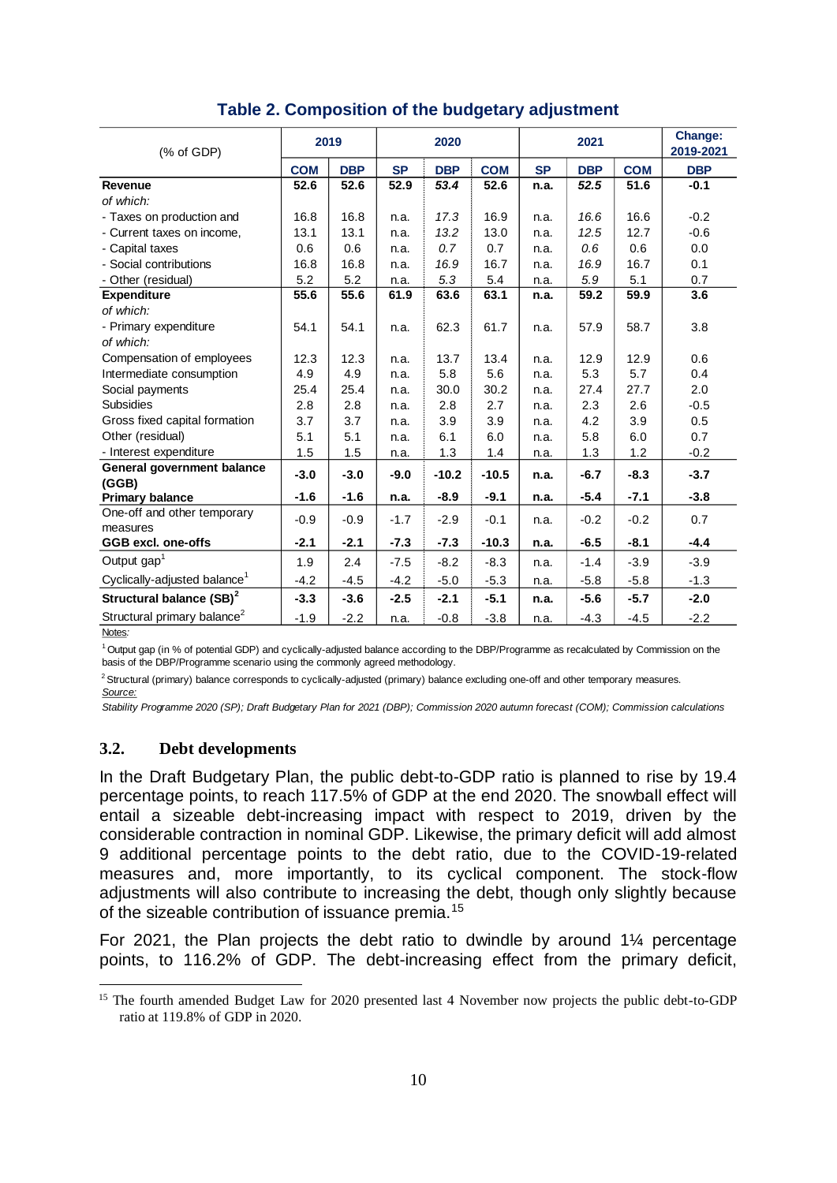**Table 2. Composition of the budgetary adjustment**

| (% of GDP) | 2019 | | 2020 | | | 2021 | | | Change: 2019-2021 |
|---|---|---|---|---|---|---|---|---|---|
| | **COM** | **DBP** | **SP** | **DBP** | **COM** | **SP** | **DBP** | **COM** | **DBP** |
| **Revenue** | **52.6** | **52.6** | **52.9** | ***53.4*** | **52.6** | **n.a.** | ***52.5*** | **51.6** | **-0.1** |
| *of which:* | | | | | | | | | |
| - Taxes on production and | 16.8 | 16.8 | n.a. | *17.3* | 16.9 | n.a. | *16.6* | 16.6 | -0.2 |
| - Current taxes on income, | 13.1 | 13.1 | n.a. | *13.2* | 13.0 | n.a. | *12.5* | 12.7 | -0.6 |
| - Capital taxes | 0.6 | 0.6 | n.a. | *0.7* | 0.7 | n.a. | *0.6* | 0.6 | 0.0 |
| - Social contributions | 16.8 | 16.8 | n.a. | *16.9* | 16.7 | n.a. | *16.9* | 16.7 | 0.1 |
| - Other (residual) | 5.2 | 5.2 | n.a. | *5.3* | 5.4 | n.a. | *5.9* | 5.1 | 0.7 |
| **Expenditure** | **55.6** | **55.6** | **61.9** | **63.6** | **63.1** | **n.a.** | **59.2** | **59.9** | **3.6** |
| *of which:* | | | | | | | | | |
| - Primary expenditure | 54.1 | 54.1 | n.a. | 62.3 | 61.7 | n.a. | 57.9 | 58.7 | 3.8 |
| *of which:* | | | | | | | | | |
| Compensation of employees | 12.3 | 12.3 | n.a. | 13.7 | 13.4 | n.a. | 12.9 | 12.9 | 0.6 |
| Intermediate consumption | 4.9 | 4.9 | n.a. | 5.8 | 5.6 | n.a. | 5.3 | 5.7 | 0.4 |
| Social payments | 25.4 | 25.4 | n.a. | 30.0 | 30.2 | n.a. | 27.4 | 27.7 | 2.0 |
| Subsidies | 2.8 | 2.8 | n.a. | 2.8 | 2.7 | n.a. | 2.3 | 2.6 | -0.5 |
| Gross fixed capital formation | 3.7 | 3.7 | n.a. | 3.9 | 3.9 | n.a. | 4.2 | 3.9 | 0.5 |
| Other (residual) | 5.1 | 5.1 | n.a. | 6.1 | 6.0 | n.a. | 5.8 | 6.0 | 0.7 |
| - Interest expenditure | 1.5 | 1.5 | n.a. | 1.3 | 1.4 | n.a. | 1.3 | 1.2 | -0.2 |
| **General government balance (GGB)** | **-3.0** | **-3.0** | **-9.0** | **-10.2** | **-10.5** | **n.a.** | **-6.7** | **-8.3** | **-3.7** |
| **Primary balance** | **-1.6** | **-1.6** | **n.a.** | **-8.9** | **-9.1** | **n.a.** | **-5.4** | **-7.1** | **-3.8** |
| One-off and other temporary measures | -0.9 | -0.9 | -1.7 | -2.9 | -0.1 | n.a. | -0.2 | -0.2 | 0.7 |
| **GGB excl. one-offs** | **-2.1** | **-2.1** | **-7.3** | **-7.3** | **-10.3** | **n.a.** | **-6.5** | **-8.1** | **-4.4** |
| Output gap[1] | 1.9 | 2.4 | -7.5 | -8.2 | -8.3 | n.a. | -1.4 | -3.9 | -3.9 |
| Cyclically-adjusted balance[1] | -4.2 | -4.5 | -4.2 | -5.0 | -5.3 | n.a. | -5.8 | -5.8 | -1.3 |
| **Structural balance (SB)[2]** | **-3.3** | **-3.6** | **-2.5** | **-2.1** | **-5.1** | **n.a.** | **-5.6** | **-5.7** | **-2.0** |
| Structural primary balance[2] | -1.9 | -2.2 | n.a. | -0.8 | -3.8 | n.a. | -4.3 | -4.5 | -2.2 |

*Notes:*

[1] Output gap (in % of potential GDP) and cyclically-adjusted balance according to the DBP/Programme as recalculated by Commission on the basis of the DBP/Programme scenario using the commonly agreed methodology.

[2] Structural (primary) balance corresponds to cyclically-adjusted (primary) balance excluding one-off and other temporary measures.

*Source:*

*Stability Programme 2020 (SP); Draft Budgetary Plan for 2021 (DBP); Commission 2020 autumn forecast (COM); Commission calculations*

### 3.2. Debt developments

In the Draft Budgetary Plan, the public debt-to-GDP ratio is planned to rise by 19.4 percentage points, to reach 117.5% of GDP at the end 2020. The snowball effect will entail a sizeable debt-increasing impact with respect to 2019, driven by the considerable contraction in nominal GDP. Likewise, the primary deficit will add almost 9 additional percentage points to the debt ratio, due to the COVID-19-related measures and, more importantly, to its cyclical component. The stock-flow adjustments will also contribute to increasing the debt, though only slightly because of the sizeable contribution of issuance premia.[15]

For 2021, the Plan projects the debt ratio to dwindle by around 1¼ percentage points, to 116.2% of GDP. The debt-increasing effect from the primary deficit,

[15] The fourth amended Budget Law for 2020 presented last 4 November now projects the public debt-to-GDP ratio at 119.8% of GDP in 2020.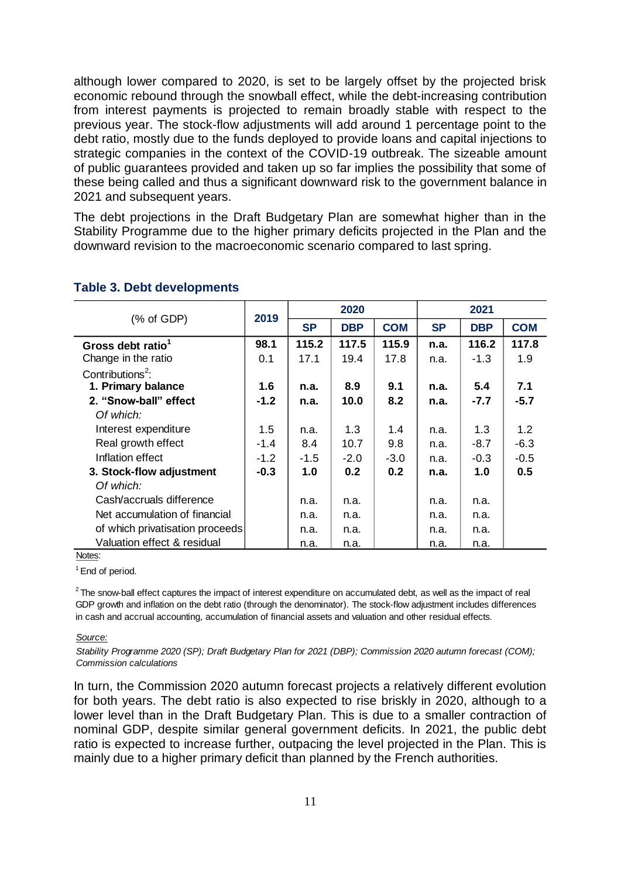although lower compared to 2020, is set to be largely offset by the projected brisk economic rebound through the snowball effect, while the debt-increasing contribution from interest payments is projected to remain broadly stable with respect to the previous year. The stock-flow adjustments will add around 1 percentage point to the debt ratio, mostly due to the funds deployed to provide loans and capital injections to strategic companies in the context of the COVID-19 outbreak. The sizeable amount of public guarantees provided and taken up so far implies the possibility that some of these being called and thus a significant downward risk to the government balance in 2021 and subsequent years.

The debt projections in the Draft Budgetary Plan are somewhat higher than in the Stability Programme due to the higher primary deficits projected in the Plan and the downward revision to the macroeconomic scenario compared to last spring.

### Table 3. Debt developments

| (% of GDP) | 2019 | 2020 | | | 2021 | | |
|---|---|---|---|---|---|---|---|
| | | SP | DBP | COM | SP | DBP | COM |
| **Gross debt ratio[1]** | **98.1** | **115.2** | **117.5** | **115.9** | **n.a.** | **116.2** | **117.8** |
| Change in the ratio | 0.1 | 17.1 | 19.4 | 17.8 | n.a. | -1.3 | 1.9 |
| Contributions[2]: | | | | | | | |
| **1. Primary balance** | **1.6** | **n.a.** | **8.9** | **9.1** | **n.a.** | **5.4** | **7.1** |
| **2. "Snow-ball" effect** | **-1.2** | **n.a.** | **10.0** | **8.2** | **n.a.** | **-7.7** | **-5.7** |
| *Of which:* | | | | | | | |
| Interest expenditure | 1.5 | n.a. | 1.3 | 1.4 | n.a. | 1.3 | 1.2 |
| Real growth effect | -1.4 | 8.4 | 10.7 | 9.8 | n.a. | -8.7 | -6.3 |
| Inflation effect | -1.2 | -1.5 | -2.0 | -3.0 | n.a. | -0.3 | -0.5 |
| **3. Stock-flow adjustment** | **-0.3** | **1.0** | **0.2** | **0.2** | **n.a.** | **1.0** | **0.5** |
| *Of which:* | | | | | | | |
| Cash/accruals difference | | n.a. | n.a. | | n.a. | n.a. | |
| Net accumulation of financial | | n.a. | n.a. | | n.a. | n.a. | |
| of which privatisation proceeds | | n.a. | n.a. | | n.a. | n.a. | |
| Valuation effect & residual | | n.a. | n.a. | | n.a. | n.a. | |

Notes:

[1] End of period.

[2] The snow-ball effect captures the impact of interest expenditure on accumulated debt, as well as the impact of real GDP growth and inflation on the debt ratio (through the denominator). The stock-flow adjustment includes differences in cash and accrual accounting, accumulation of financial assets and valuation and other residual effects.

*Source:*

*Stability Programme 2020 (SP); Draft Budgetary Plan for 2021 (DBP); Commission 2020 autumn forecast (COM); Commission calculations*

In turn, the Commission 2020 autumn forecast projects a relatively different evolution for both years. The debt ratio is also expected to rise briskly in 2020, although to a lower level than in the Draft Budgetary Plan. This is due to a smaller contraction of nominal GDP, despite similar general government deficits. In 2021, the public debt ratio is expected to increase further, outpacing the level projected in the Plan. This is mainly due to a higher primary deficit than planned by the French authorities.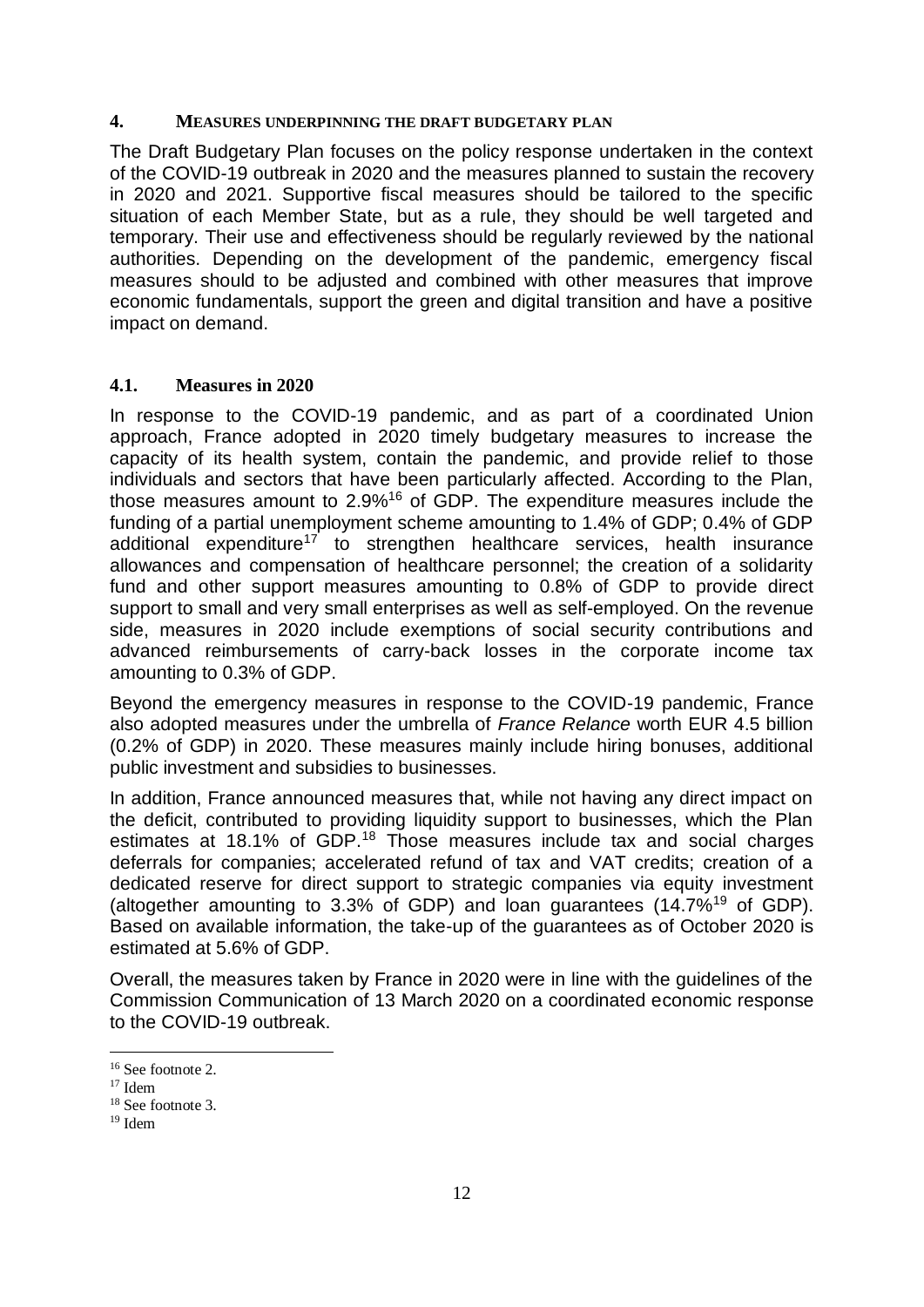## 4. MEASURES UNDERPINNING THE DRAFT BUDGETARY PLAN

The Draft Budgetary Plan focuses on the policy response undertaken in the context of the COVID-19 outbreak in 2020 and the measures planned to sustain the recovery in 2020 and 2021. Supportive fiscal measures should be tailored to the specific situation of each Member State, but as a rule, they should be well targeted and temporary. Their use and effectiveness should be regularly reviewed by the national authorities. Depending on the development of the pandemic, emergency fiscal measures should to be adjusted and combined with other measures that improve economic fundamentals, support the green and digital transition and have a positive impact on demand.

### 4.1. Measures in 2020

In response to the COVID-19 pandemic, and as part of a coordinated Union approach, France adopted in 2020 timely budgetary measures to increase the capacity of its health system, contain the pandemic, and provide relief to those individuals and sectors that have been particularly affected. According to the Plan, those measures amount to 2.9%[16] of GDP. The expenditure measures include the funding of a partial unemployment scheme amounting to 1.4% of GDP; 0.4% of GDP additional expenditure[17] to strengthen healthcare services, health insurance allowances and compensation of healthcare personnel; the creation of a solidarity fund and other support measures amounting to 0.8% of GDP to provide direct support to small and very small enterprises as well as self-employed. On the revenue side, measures in 2020 include exemptions of social security contributions and advanced reimbursements of carry-back losses in the corporate income tax amounting to 0.3% of GDP.

Beyond the emergency measures in response to the COVID-19 pandemic, France also adopted measures under the umbrella of *France Relance* worth EUR 4.5 billion (0.2% of GDP) in 2020. These measures mainly include hiring bonuses, additional public investment and subsidies to businesses.

In addition, France announced measures that, while not having any direct impact on the deficit, contributed to providing liquidity support to businesses, which the Plan estimates at 18.1% of GDP.[18] Those measures include tax and social charges deferrals for companies; accelerated refund of tax and VAT credits; creation of a dedicated reserve for direct support to strategic companies via equity investment (altogether amounting to 3.3% of GDP) and loan guarantees (14.7%[19] of GDP). Based on available information, the take-up of the guarantees as of October 2020 is estimated at 5.6% of GDP.

Overall, the measures taken by France in 2020 were in line with the guidelines of the Commission Communication of 13 March 2020 on a coordinated economic response to the COVID-19 outbreak.

[16] See footnote 2.

[17] Idem

[18] See footnote 3.

[19] Idem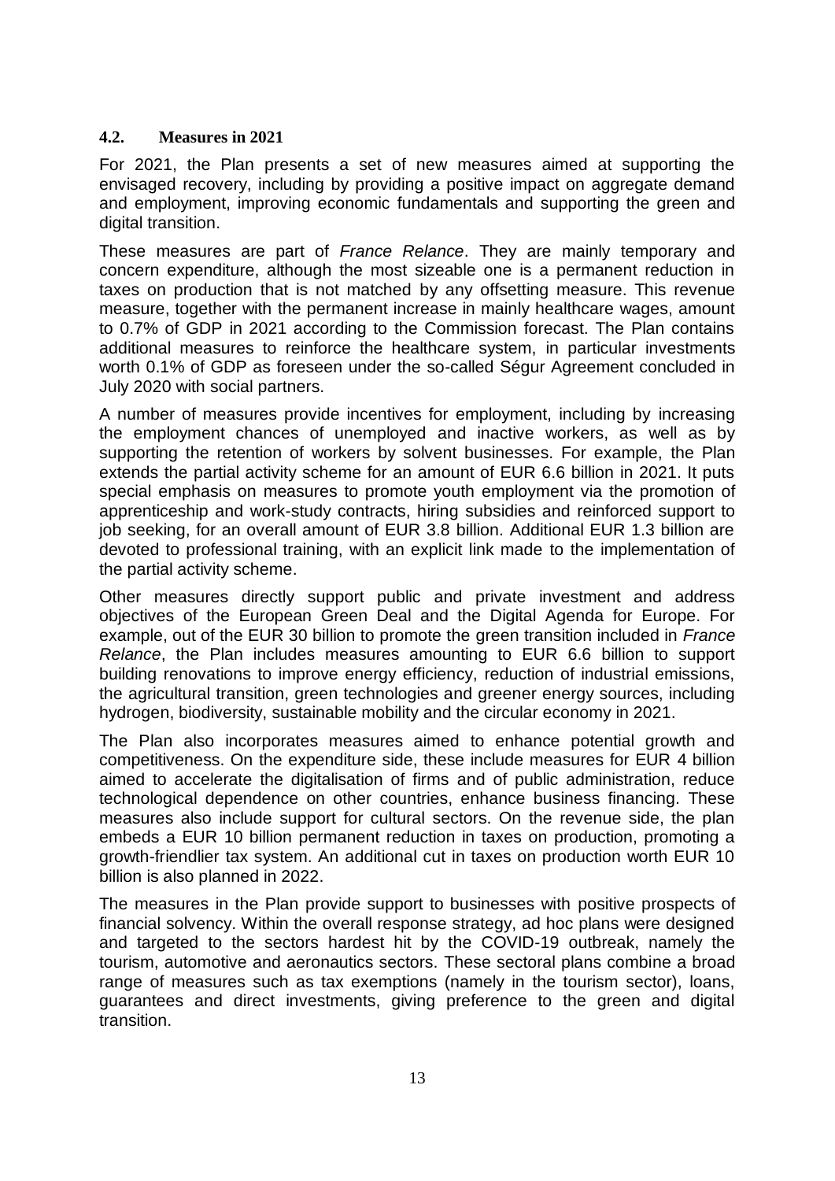### 4.2. Measures in 2021

For 2021, the Plan presents a set of new measures aimed at supporting the envisaged recovery, including by providing a positive impact on aggregate demand and employment, improving economic fundamentals and supporting the green and digital transition.

These measures are part of *France Relance*. They are mainly temporary and concern expenditure, although the most sizeable one is a permanent reduction in taxes on production that is not matched by any offsetting measure. This revenue measure, together with the permanent increase in mainly healthcare wages, amount to 0.7% of GDP in 2021 according to the Commission forecast. The Plan contains additional measures to reinforce the healthcare system, in particular investments worth 0.1% of GDP as foreseen under the so-called Ségur Agreement concluded in July 2020 with social partners.

A number of measures provide incentives for employment, including by increasing the employment chances of unemployed and inactive workers, as well as by supporting the retention of workers by solvent businesses. For example, the Plan extends the partial activity scheme for an amount of EUR 6.6 billion in 2021. It puts special emphasis on measures to promote youth employment via the promotion of apprenticeship and work-study contracts, hiring subsidies and reinforced support to job seeking, for an overall amount of EUR 3.8 billion. Additional EUR 1.3 billion are devoted to professional training, with an explicit link made to the implementation of the partial activity scheme.

Other measures directly support public and private investment and address objectives of the European Green Deal and the Digital Agenda for Europe. For example, out of the EUR 30 billion to promote the green transition included in *France Relance*, the Plan includes measures amounting to EUR 6.6 billion to support building renovations to improve energy efficiency, reduction of industrial emissions, the agricultural transition, green technologies and greener energy sources, including hydrogen, biodiversity, sustainable mobility and the circular economy in 2021.

The Plan also incorporates measures aimed to enhance potential growth and competitiveness. On the expenditure side, these include measures for EUR 4 billion aimed to accelerate the digitalisation of firms and of public administration, reduce technological dependence on other countries, enhance business financing. These measures also include support for cultural sectors. On the revenue side, the plan embeds a EUR 10 billion permanent reduction in taxes on production, promoting a growth-friendlier tax system. An additional cut in taxes on production worth EUR 10 billion is also planned in 2022.

The measures in the Plan provide support to businesses with positive prospects of financial solvency. Within the overall response strategy, ad hoc plans were designed and targeted to the sectors hardest hit by the COVID-19 outbreak, namely the tourism, automotive and aeronautics sectors. These sectoral plans combine a broad range of measures such as tax exemptions (namely in the tourism sector), loans, guarantees and direct investments, giving preference to the green and digital transition.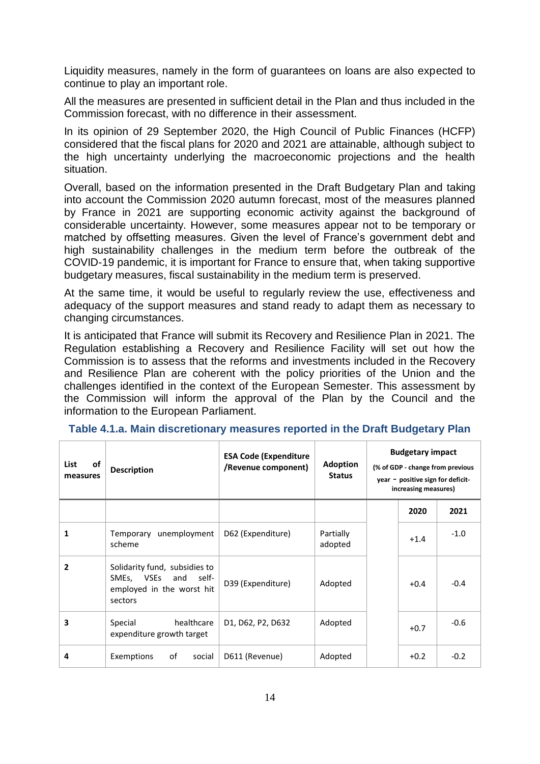Liquidity measures, namely in the form of guarantees on loans are also expected to continue to play an important role.

All the measures are presented in sufficient detail in the Plan and thus included in the Commission forecast, with no difference in their assessment.

In its opinion of 29 September 2020, the High Council of Public Finances (HCFP) considered that the fiscal plans for 2020 and 2021 are attainable, although subject to the high uncertainty underlying the macroeconomic projections and the health situation.

Overall, based on the information presented in the Draft Budgetary Plan and taking into account the Commission 2020 autumn forecast, most of the measures planned by France in 2021 are supporting economic activity against the background of considerable uncertainty. However, some measures appear not to be temporary or matched by offsetting measures. Given the level of France's government debt and high sustainability challenges in the medium term before the outbreak of the COVID-19 pandemic, it is important for France to ensure that, when taking supportive budgetary measures, fiscal sustainability in the medium term is preserved.

At the same time, it would be useful to regularly review the use, effectiveness and adequacy of the support measures and stand ready to adapt them as necessary to changing circumstances.

It is anticipated that France will submit its Recovery and Resilience Plan in 2021. The Regulation establishing a Recovery and Resilience Facility will set out how the Commission is to assess that the reforms and investments included in the Recovery and Resilience Plan are coherent with the policy priorities of the Union and the challenges identified in the context of the European Semester. This assessment by the Commission will inform the approval of the Plan by the Council and the information to the European Parliament.

**Table 4.1.a. Main discretionary measures reported in the Draft Budgetary Plan**

| List of measures | Description | ESA Code (Expenditure /Revenue component) | Adoption Status | Budgetary impact (% of GDP - change from previous year - positive sign for deficit-increasing measures) | | |
|---|---|---|---|---|---|---|
| | | | | | 2020 | 2021 |
| 1 | Temporary unemployment scheme | D62 (Expenditure) | Partially adopted | | +1.4 | -1.0 |
| 2 | Solidarity fund, subsidies to SMEs, VSEs and self-employed in the worst hit sectors | D39 (Expenditure) | Adopted | | +0.4 | -0.4 |
| 3 | Special healthcare expenditure growth target | D1, D62, P2, D632 | Adopted | | +0.7 | -0.6 |
| 4 | Exemptions of social | D611 (Revenue) | Adopted | | +0.2 | -0.2 |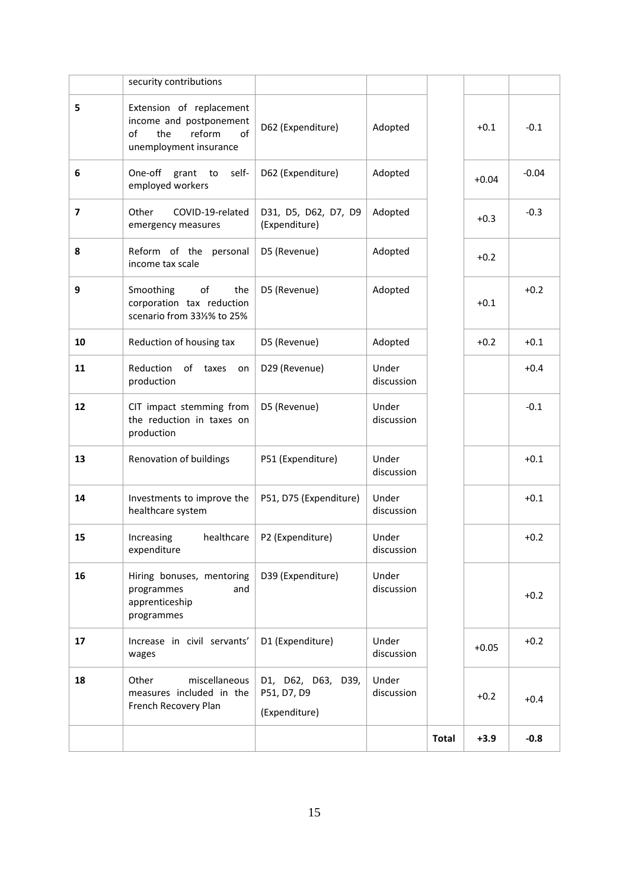| | security contributions | | | | | |
|---|---|---|---|---|---|---|
| 5 | Extension of replacement income and postponement of the reform of unemployment insurance | D62 (Expenditure) | Adopted | | +0.1 | -0.1 |
| 6 | One-off grant to self-employed workers | D62 (Expenditure) | Adopted | | +0.04 | -0.04 |
| 7 | Other COVID-19-related emergency measures | D31, D5, D62, D7, D9 (Expenditure) | Adopted | | +0.3 | -0.3 |
| 8 | Reform of the personal income tax scale | D5 (Revenue) | Adopted | | +0.2 | |
| 9 | Smoothing of the corporation tax reduction scenario from 33⅓% to 25% | D5 (Revenue) | Adopted | | +0.1 | +0.2 |
| 10 | Reduction of housing tax | D5 (Revenue) | Adopted | | +0.2 | +0.1 |
| 11 | Reduction of taxes on production | D29 (Revenue) | Under discussion | | | +0.4 |
| 12 | CIT impact stemming from the reduction in taxes on production | D5 (Revenue) | Under discussion | | | -0.1 |
| 13 | Renovation of buildings | P51 (Expenditure) | Under discussion | | | +0.1 |
| 14 | Investments to improve the healthcare system | P51, D75 (Expenditure) | Under discussion | | | +0.1 |
| 15 | Increasing healthcare expenditure | P2 (Expenditure) | Under discussion | | | +0.2 |
| 16 | Hiring bonuses, mentoring programmes and apprenticeship programmes | D39 (Expenditure) | Under discussion | | | +0.2 |
| 17 | Increase in civil servants' wages | D1 (Expenditure) | Under discussion | | +0.05 | +0.2 |
| 18 | Other miscellaneous measures included in the French Recovery Plan | D1, D62, D63, D39, P51, D7, D9 (Expenditure) | Under discussion | | +0.2 | +0.4 |
| | | | | **Total** | **+3.9** | **-0.8** |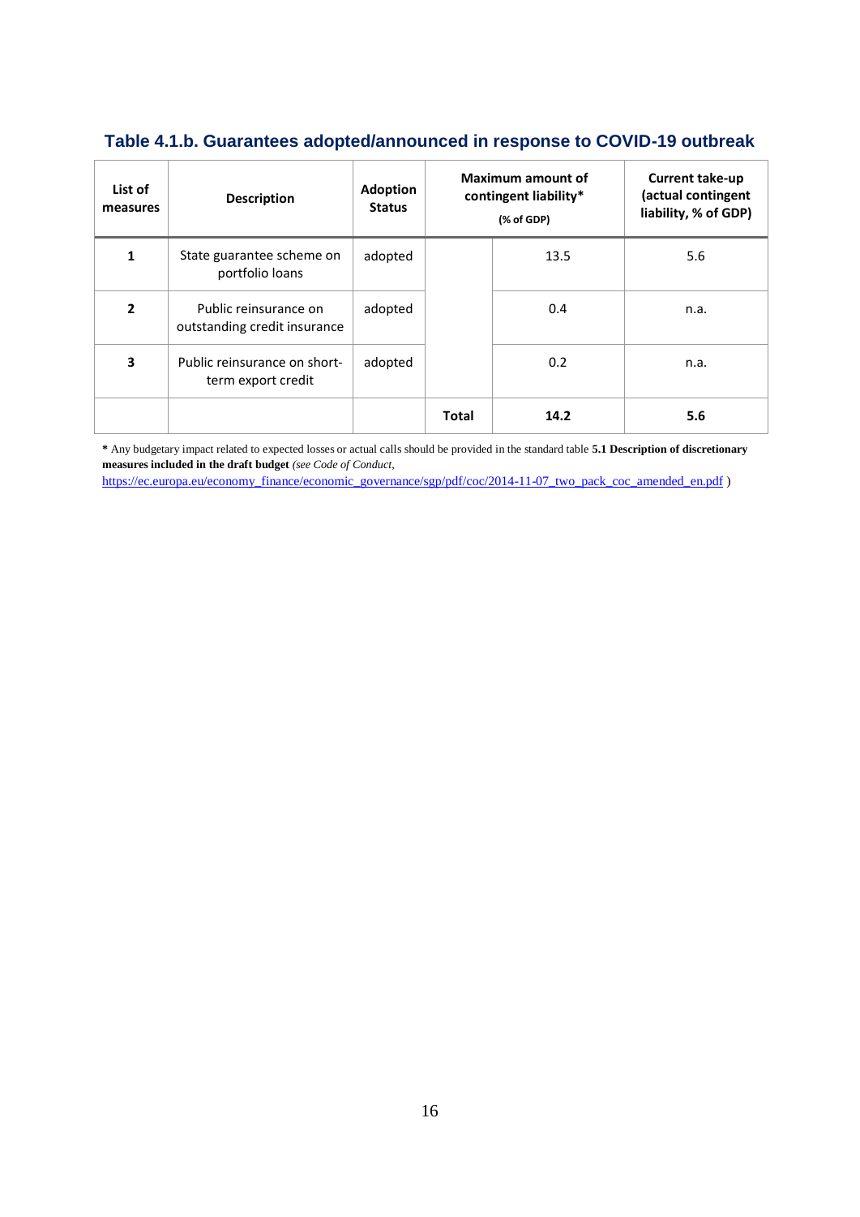### Table 4.1.b. Guarantees adopted/announced in response to COVID-19 outbreak

| List of measures | Description | Adoption Status | Maximum amount of contingent liability* (% of GDP) | | Current take-up (actual contingent liability, % of GDP) |
|---|---|---|---|---|---|
| **1** | State guarantee scheme on portfolio loans | adopted | | 13.5 | 5.6 |
| **2** | Public reinsurance on outstanding credit insurance | adopted | | 0.4 | n.a. |
| **3** | Public reinsurance on short-term export credit | adopted | | 0.2 | n.a. |
| | | | **Total** | **14.2** | **5.6** |

**\*** Any budgetary impact related to expected losses or actual calls should be provided in the standard table **5.1 Description of discretionary measures included in the draft budget** *(see Code of Conduct,* https://ec.europa.eu/economy_finance/economic_governance/sgp/pdf/coc/2014-11-07_two_pack_coc_amended_en.pdf )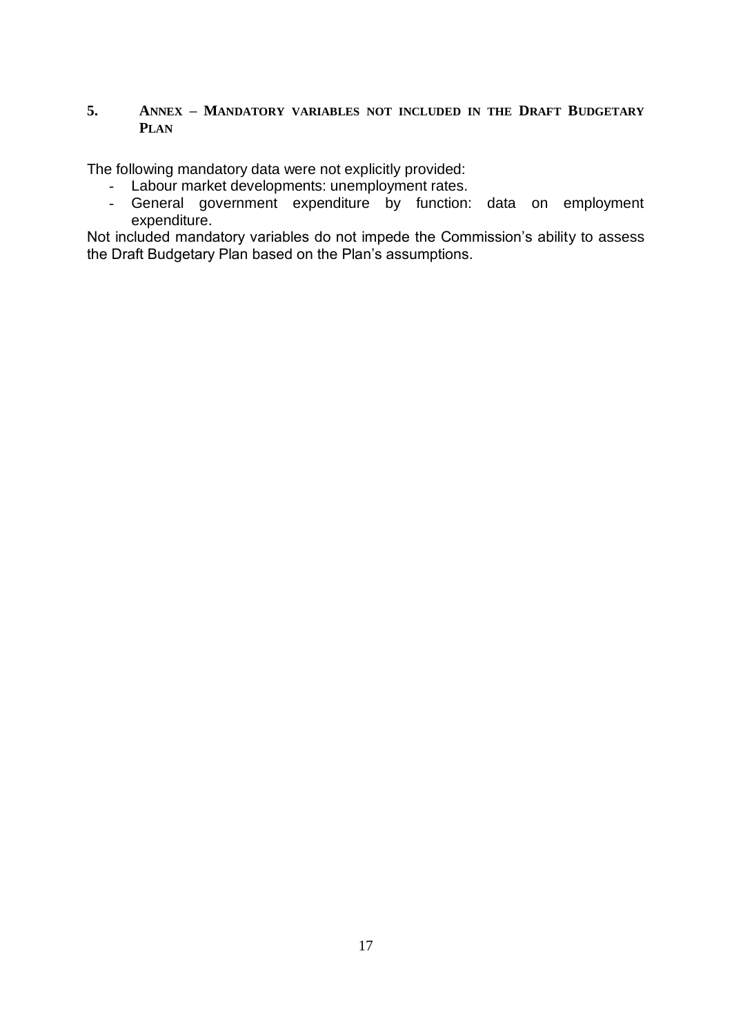## 5. Annex – Mandatory variables not included in the Draft Budgetary Plan

The following mandatory data were not explicitly provided:

- Labour market developments: unemployment rates.
- General government expenditure by function: data on employment expenditure.

Not included mandatory variables do not impede the Commission's ability to assess the Draft Budgetary Plan based on the Plan's assumptions.